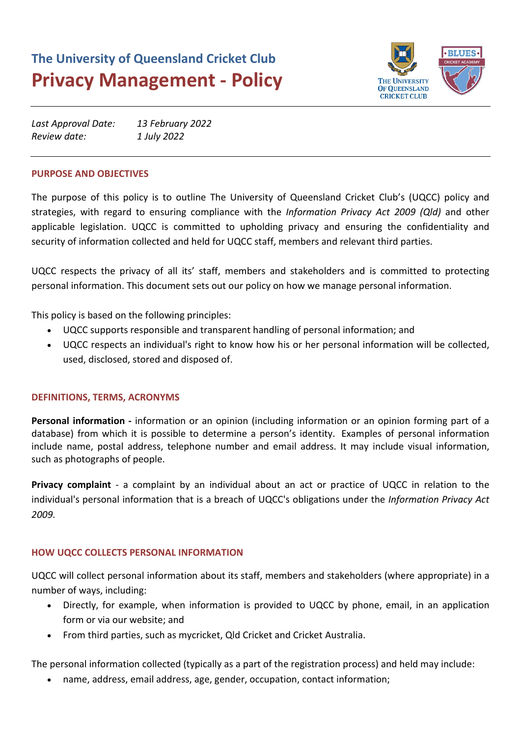## The University of Queensland Cricket Club

# Privacy Management - Policy

*Last Approval Date:* *13 February 2022*
*Review date:* *1 July 2022*

---

### PURPOSE AND OBJECTIVES

The purpose of this policy is to outline The University of Queensland Cricket Club's (UQCC) policy and strategies, with regard to ensuring compliance with the *Information Privacy Act 2009 (Qld)* and other applicable legislation. UQCC is committed to upholding privacy and ensuring the confidentiality and security of information collected and held for UQCC staff, members and relevant third parties.

UQCC respects the privacy of all its' staff, members and stakeholders and is committed to protecting personal information. This document sets out our policy on how we manage personal information.

This policy is based on the following principles:

- UQCC supports responsible and transparent handling of personal information; and
- UQCC respects an individual's right to know how his or her personal information will be collected, used, disclosed, stored and disposed of.

### DEFINITIONS, TERMS, ACRONYMS

**Personal information -** information or an opinion (including information or an opinion forming part of a database) from which it is possible to determine a person's identity. Examples of personal information include name, postal address, telephone number and email address. It may include visual information, such as photographs of people.

**Privacy complaint** - a complaint by an individual about an act or practice of UQCC in relation to the individual's personal information that is a breach of UQCC's obligations under the *Information Privacy Act 2009.*

### HOW UQCC COLLECTS PERSONAL INFORMATION

UQCC will collect personal information about its staff, members and stakeholders (where appropriate) in a number of ways, including:

- Directly, for example, when information is provided to UQCC by phone, email, in an application form or via our website; and
- From third parties, such as mycricket, Qld Cricket and Cricket Australia.

The personal information collected (typically as a part of the registration process) and held may include:

- name, address, email address, age, gender, occupation, contact information;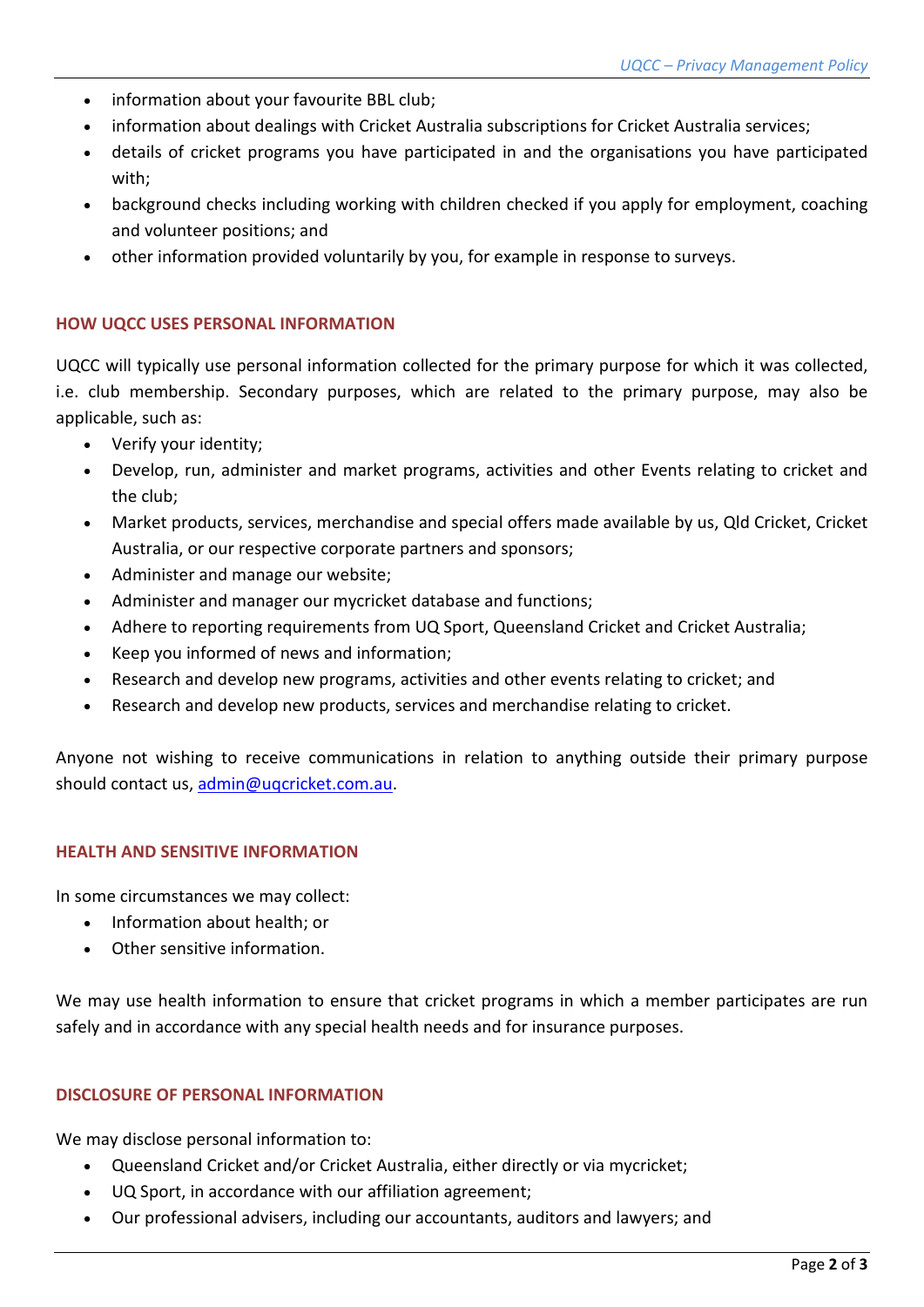- information about your favourite BBL club;
- information about dealings with Cricket Australia subscriptions for Cricket Australia services;
- details of cricket programs you have participated in and the organisations you have participated with;
- background checks including working with children checked if you apply for employment, coaching and volunteer positions; and
- other information provided voluntarily by you, for example in response to surveys.

## HOW UQCC USES PERSONAL INFORMATION

UQCC will typically use personal information collected for the primary purpose for which it was collected, i.e. club membership. Secondary purposes, which are related to the primary purpose, may also be applicable, such as:

- Verify your identity;
- Develop, run, administer and market programs, activities and other Events relating to cricket and the club;
- Market products, services, merchandise and special offers made available by us, Qld Cricket, Cricket Australia, or our respective corporate partners and sponsors;
- Administer and manage our website;
- Administer and manager our mycricket database and functions;
- Adhere to reporting requirements from UQ Sport, Queensland Cricket and Cricket Australia;
- Keep you informed of news and information;
- Research and develop new programs, activities and other events relating to cricket; and
- Research and develop new products, services and merchandise relating to cricket.

Anyone not wishing to receive communications in relation to anything outside their primary purpose should contact us, admin@uqcricket.com.au.

## HEALTH AND SENSITIVE INFORMATION

In some circumstances we may collect:

- Information about health; or
- Other sensitive information.

We may use health information to ensure that cricket programs in which a member participates are run safely and in accordance with any special health needs and for insurance purposes.

## DISCLOSURE OF PERSONAL INFORMATION

We may disclose personal information to:

- Queensland Cricket and/or Cricket Australia, either directly or via mycricket;
- UQ Sport, in accordance with our affiliation agreement;
- Our professional advisers, including our accountants, auditors and lawyers; and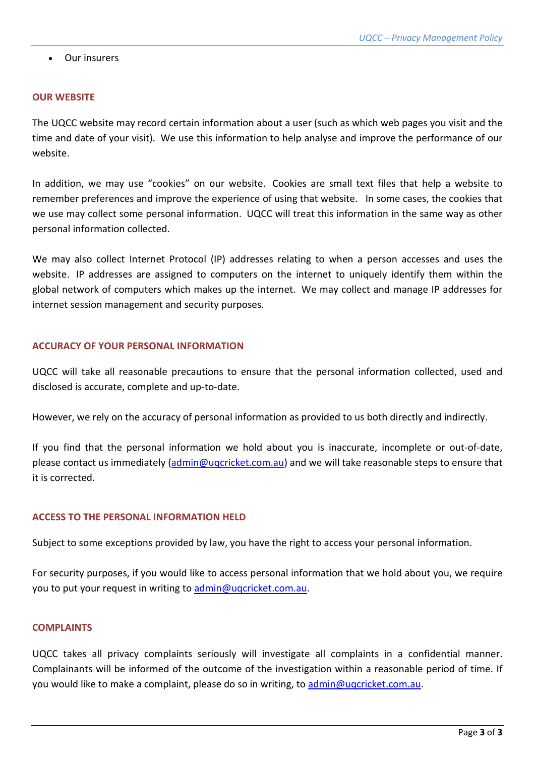- Our insurers

## OUR WEBSITE

The UQCC website may record certain information about a user (such as which web pages you visit and the time and date of your visit). We use this information to help analyse and improve the performance of our website.

In addition, we may use "cookies" on our website. Cookies are small text files that help a website to remember preferences and improve the experience of using that website. In some cases, the cookies that we use may collect some personal information. UQCC will treat this information in the same way as other personal information collected.

We may also collect Internet Protocol (IP) addresses relating to when a person accesses and uses the website. IP addresses are assigned to computers on the internet to uniquely identify them within the global network of computers which makes up the internet. We may collect and manage IP addresses for internet session management and security purposes.

## ACCURACY OF YOUR PERSONAL INFORMATION

UQCC will take all reasonable precautions to ensure that the personal information collected, used and disclosed is accurate, complete and up-to-date.

However, we rely on the accuracy of personal information as provided to us both directly and indirectly.

If you find that the personal information we hold about you is inaccurate, incomplete or out-of-date, please contact us immediately (admin@uqcricket.com.au) and we will take reasonable steps to ensure that it is corrected.

## ACCESS TO THE PERSONAL INFORMATION HELD

Subject to some exceptions provided by law, you have the right to access your personal information.

For security purposes, if you would like to access personal information that we hold about you, we require you to put your request in writing to admin@uqcricket.com.au.

## COMPLAINTS

UQCC takes all privacy complaints seriously will investigate all complaints in a confidential manner. Complainants will be informed of the outcome of the investigation within a reasonable period of time. If you would like to make a complaint, please do so in writing, to admin@uqcricket.com.au.